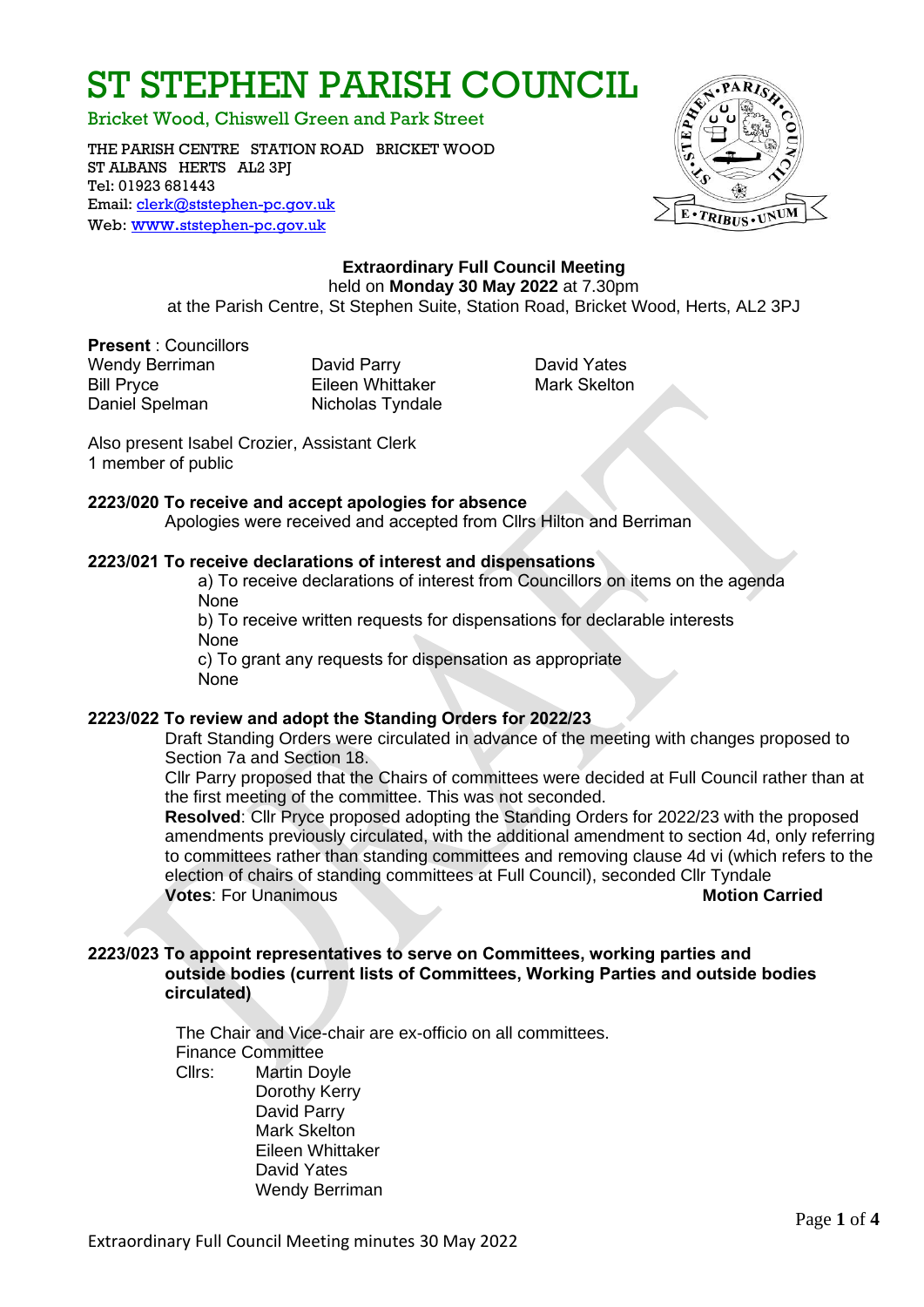# ST STEPHEN PARISH COUNCIL

Bricket Wood, Chiswell Green and Park Street

THE PARISH CENTRE STATION ROAD BRICKET WOOD
ST ALBANS HERTS AL2 3PJ
Tel: 01923 681443
Email: clerk@ststephen-pc.gov.uk
Web: www.ststephen-pc.gov.uk

**Extraordinary Full Council Meeting**
held on **Monday 30 May 2022** at 7.30pm
at the Parish Centre, St Stephen Suite, Station Road, Bricket Wood, Herts, AL2 3PJ

**Present** : Councillors

Wendy Berriman
Bill Pryce
Daniel Spelman
David Parry
Eileen Whittaker
Nicholas Tyndale
David Yates
Mark Skelton

Also present Isabel Crozier, Assistant Clerk
1 member of public

**2223/020 To receive and accept apologies for absence**

Apologies were received and accepted from Cllrs Hilton and Berriman

**2223/021 To receive declarations of interest and dispensations**

a) To receive declarations of interest from Councillors on items on the agenda
None

b) To receive written requests for dispensations for declarable interests
None

c) To grant any requests for dispensation as appropriate
None

**2223/022 To review and adopt the Standing Orders for 2022/23**

Draft Standing Orders were circulated in advance of the meeting with changes proposed to Section 7a and Section 18.

Cllr Parry proposed that the Chairs of committees were decided at Full Council rather than at the first meeting of the committee. This was not seconded.

**Resolved**: Cllr Pryce proposed adopting the Standing Orders for 2022/23 with the proposed amendments previously circulated, with the additional amendment to section 4d, only referring to committees rather than standing committees and removing clause 4d vi (which refers to the election of chairs of standing committees at Full Council), seconded Cllr Tyndale

**Votes**: For Unanimous **Motion Carried**

**2223/023 To appoint representatives to serve on Committees, working parties and outside bodies (current lists of Committees, Working Parties and outside bodies circulated)**

The Chair and Vice-chair are ex-officio on all committees.

Finance Committee

Cllrs:
- Martin Doyle
- Dorothy Kerry
- David Parry
- Mark Skelton
- Eileen Whittaker
- David Yates
- Wendy Berriman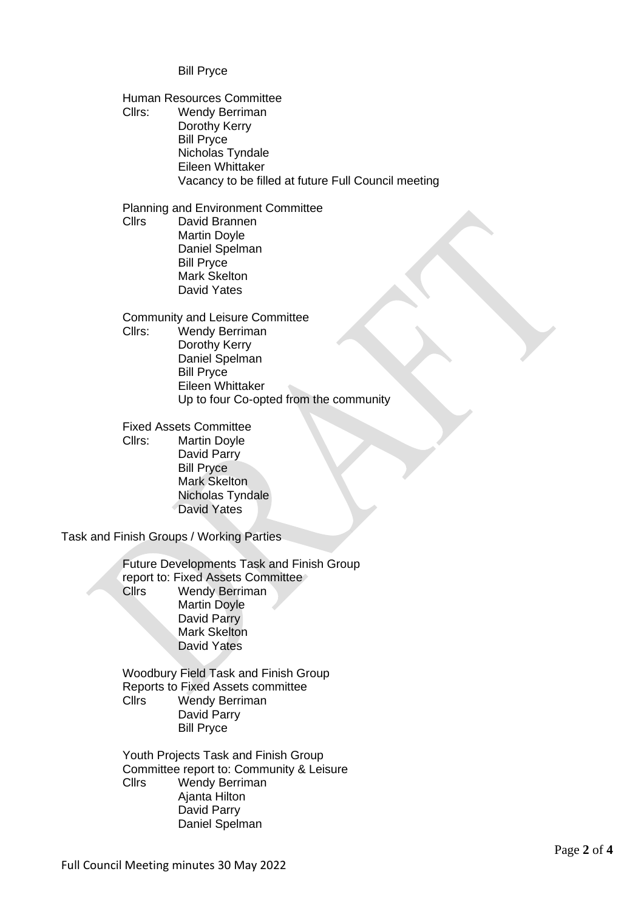Bill Pryce

Human Resources Committee

Cllrs: Wendy Berriman
Dorothy Kerry
Bill Pryce
Nicholas Tyndale
Eileen Whittaker
Vacancy to be filled at future Full Council meeting

Planning and Environment Committee

Cllrs David Brannen
Martin Doyle
Daniel Spelman
Bill Pryce
Mark Skelton
David Yates

Community and Leisure Committee

Cllrs: Wendy Berriman
Dorothy Kerry
Daniel Spelman
Bill Pryce
Eileen Whittaker
Up to four Co-opted from the community

Fixed Assets Committee

Cllrs: Martin Doyle
David Parry
Bill Pryce
Mark Skelton
Nicholas Tyndale
David Yates

Task and Finish Groups / Working Parties

Future Developments Task and Finish Group
report to: Fixed Assets Committee

Cllrs Wendy Berriman
Martin Doyle
David Parry
Mark Skelton
David Yates

Woodbury Field Task and Finish Group
Reports to Fixed Assets committee

Cllrs Wendy Berriman
David Parry
Bill Pryce

Youth Projects Task and Finish Group
Committee report to: Community & Leisure

Cllrs Wendy Berriman
Ajanta Hilton
David Parry
Daniel Spelman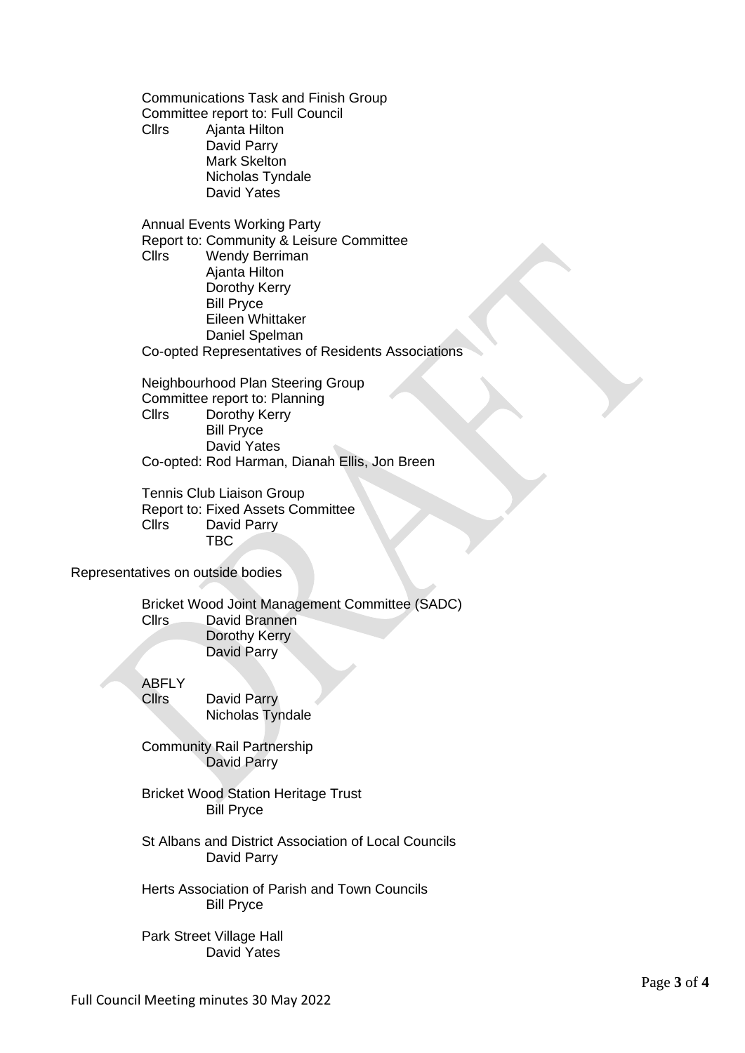Communications Task and Finish Group
Committee report to: Full Council
Cllrs Ajanta Hilton
David Parry
Mark Skelton
Nicholas Tyndale
David Yates

Annual Events Working Party
Report to: Community & Leisure Committee
Cllrs Wendy Berriman
Ajanta Hilton
Dorothy Kerry
Bill Pryce
Eileen Whittaker
Daniel Spelman
Co-opted Representatives of Residents Associations

Neighbourhood Plan Steering Group
Committee report to: Planning
Cllrs Dorothy Kerry
Bill Pryce
David Yates
Co-opted: Rod Harman, Dianah Ellis, Jon Breen

Tennis Club Liaison Group
Report to: Fixed Assets Committee
Cllrs David Parry
TBC

Representatives on outside bodies

Bricket Wood Joint Management Committee (SADC)
Cllrs David Brannen
Dorothy Kerry
David Parry

ABFLY
Cllrs David Parry
Nicholas Tyndale

Community Rail Partnership
David Parry

Bricket Wood Station Heritage Trust
Bill Pryce

St Albans and District Association of Local Councils
David Parry

Herts Association of Parish and Town Councils
Bill Pryce

Park Street Village Hall
David Yates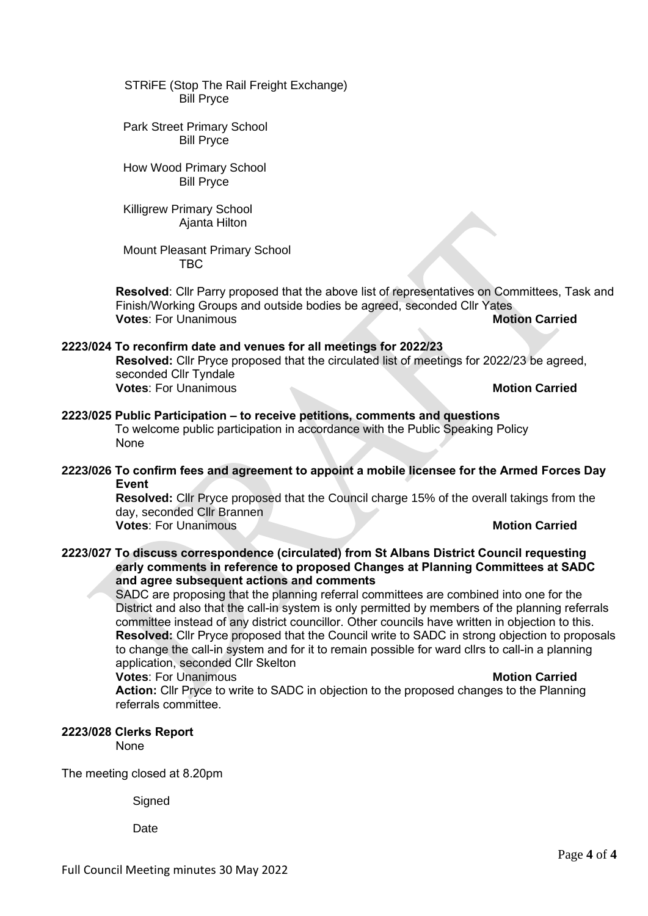STRiFE (Stop The Rail Freight Exchange)
Bill Pryce

Park Street Primary School
Bill Pryce

How Wood Primary School
Bill Pryce

Killigrew Primary School
Ajanta Hilton

Mount Pleasant Primary School
TBC

**Resolved**: Cllr Parry proposed that the above list of representatives on Committees, Task and Finish/Working Groups and outside bodies be agreed, seconded Cllr Yates
**Votes**: For Unanimous **Motion Carried**

**2223/024 To reconfirm date and venues for all meetings for 2022/23**

**Resolved:** Cllr Pryce proposed that the circulated list of meetings for 2022/23 be agreed, seconded Cllr Tyndale
**Votes**: For Unanimous **Motion Carried**

**2223/025 Public Participation – to receive petitions, comments and questions**

To welcome public participation in accordance with the Public Speaking Policy
None

**2223/026 To confirm fees and agreement to appoint a mobile licensee for the Armed Forces Day Event**

**Resolved:** Cllr Pryce proposed that the Council charge 15% of the overall takings from the day, seconded Cllr Brannen
**Votes**: For Unanimous **Motion Carried**

**2223/027 To discuss correspondence (circulated) from St Albans District Council requesting early comments in reference to proposed Changes at Planning Committees at SADC and agree subsequent actions and comments**

SADC are proposing that the planning referral committees are combined into one for the District and also that the call-in system is only permitted by members of the planning referrals committee instead of any district councillor. Other councils have written in objection to this.
**Resolved:** Cllr Pryce proposed that the Council write to SADC in strong objection to proposals to change the call-in system and for it to remain possible for ward cllrs to call-in a planning application, seconded Cllr Skelton
**Votes**: For Unanimous **Motion Carried**
**Action:** Cllr Pryce to write to SADC in objection to the proposed changes to the Planning referrals committee.

**2223/028 Clerks Report**

None

The meeting closed at 8.20pm

Signed

Date